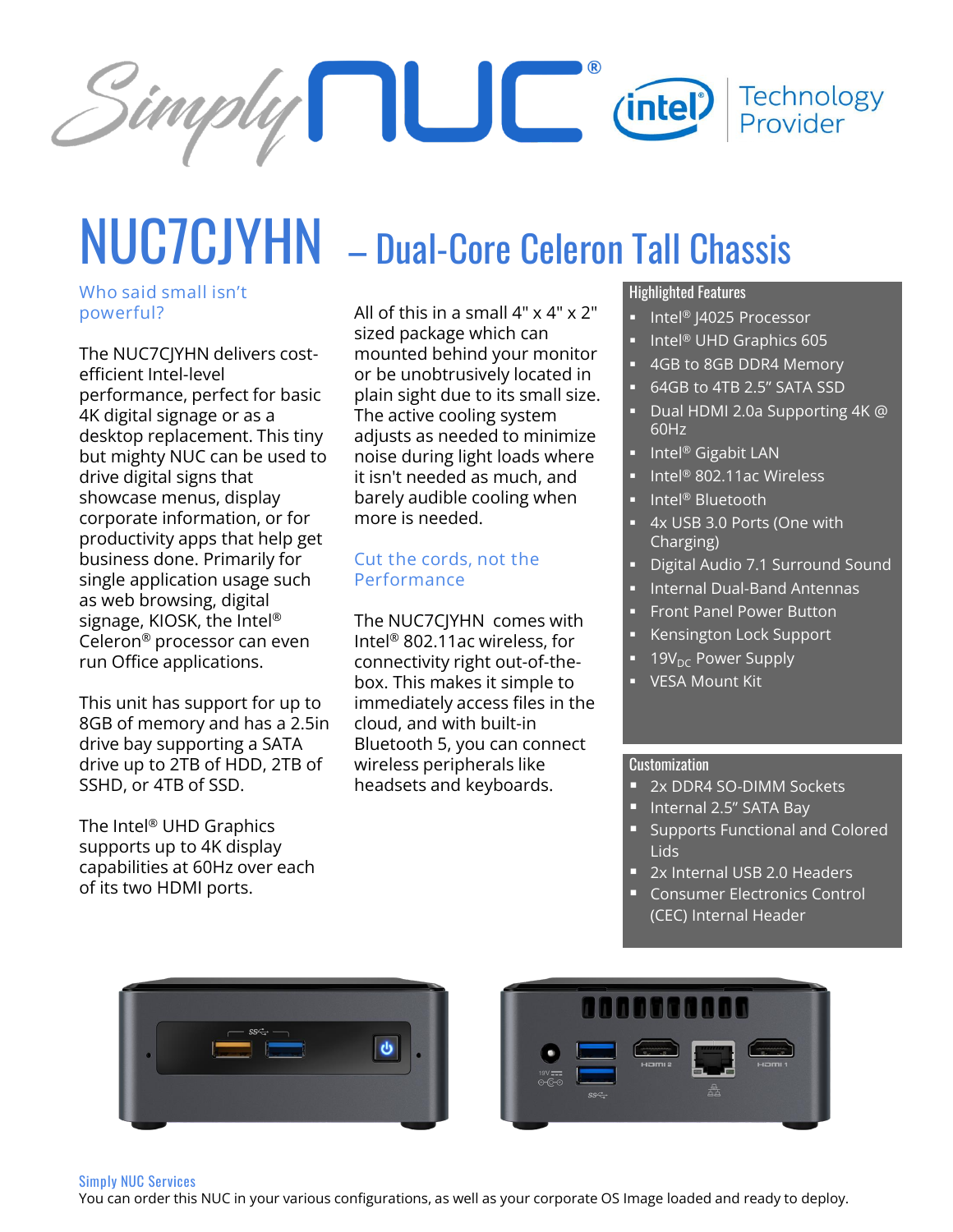# NUC7CJYHN – Dual-Core Celeron Tall Chassis

## Who said small isn't powerful?

The NUC7CJYHN delivers cost-efficient Intel-level performance, perfect for basic 4K digital signage or as a desktop replacement. This tiny but mighty NUC can be used to drive digital signs that showcase menus, display corporate information, or for productivity apps that help get business done. Primarily for single application usage such as web browsing, digital signage, KIOSK, the Intel® Celeron® processor can even run Office applications.

This unit has support for up to 8GB of memory and has a 2.5in drive bay supporting a SATA drive up to 2TB of HDD, 2TB of SSHD, or 4TB of SSD.

The Intel® UHD Graphics supports up to 4K display capabilities at 60Hz over each of its two HDMI ports.

All of this in a small 4" x 4" x 2" sized package which can mounted behind your monitor or be unobtrusively located in plain sight due to its small size. The active cooling system adjusts as needed to minimize noise during light loads where it isn't needed as much, and barely audible cooling when more is needed.

## Cut the cords, not the Performance

The NUC7CJYHN comes with Intel® 802.11ac wireless, for connectivity right out-of-the-box. This makes it simple to immediately access files in the cloud, and with built-in Bluetooth 5, you can connect wireless peripherals like headsets and keyboards.

### Highlighted Features

- Intel® J4025 Processor
- Intel® UHD Graphics 605
- 4GB to 8GB DDR4 Memory
- 64GB to 4TB 2.5" SATA SSD
- Dual HDMI 2.0a Supporting 4K @ 60Hz
- Intel® Gigabit LAN
- Intel® 802.11ac Wireless
- Intel® Bluetooth
- 4x USB 3.0 Ports (One with Charging)
- Digital Audio 7.1 Surround Sound
- Internal Dual-Band Antennas
- Front Panel Power Button
- Kensington Lock Support
- $19V_{DC}$ Power Supply
- VESA Mount Kit

### Customization

- 2x DDR4 SO-DIMM Sockets
- Internal 2.5" SATA Bay
- Supports Functional and Colored Lids
- 2x Internal USB 2.0 Headers
- Consumer Electronics Control (CEC) Internal Header

### Simply NUC Services

You can order this NUC in your various configurations, as well as your corporate OS Image loaded and ready to deploy.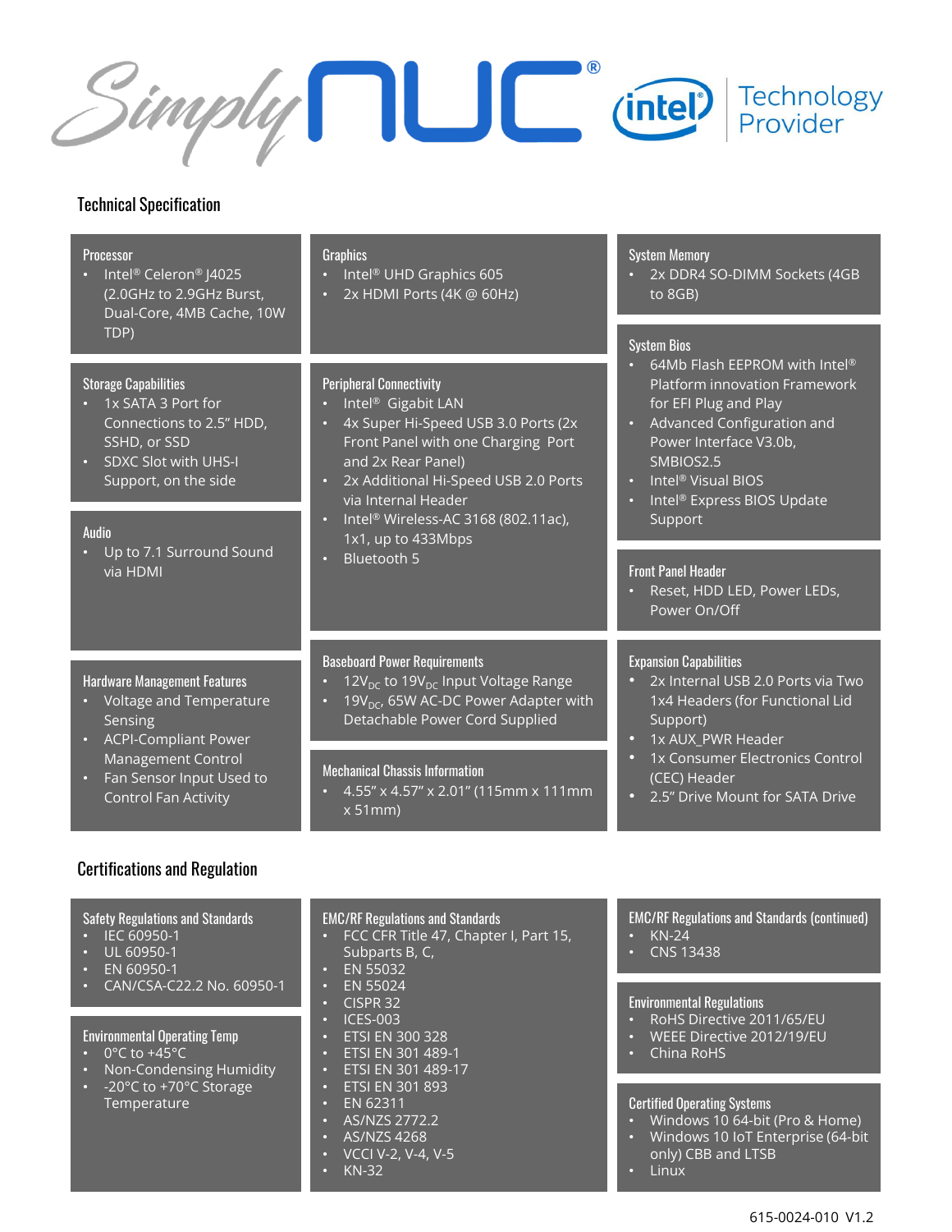# Technical Specification

### Processor
- Intel® Celeron® J4025 (2.0GHz to 2.9GHz Burst, Dual-Core, 4MB Cache, 10W TDP)

### Graphics
- Intel® UHD Graphics 605
- 2x HDMI Ports (4K @ 60Hz)

### System Memory
- 2x DDR4 SO-DIMM Sockets (4GB to 8GB)

### System Bios
- 64Mb Flash EEPROM with Intel® Platform innovation Framework for EFI Plug and Play
- Advanced Configuration and Power Interface V3.0b, SMBIOS2.5
- Intel® Visual BIOS
- Intel® Express BIOS Update Support

### Storage Capabilities
- 1x SATA 3 Port for Connections to 2.5" HDD, SSHD, or SSD
- SDXC Slot with UHS-I Support, on the side

### Peripheral Connectivity
- Intel® Gigabit LAN
- 4x Super Hi-Speed USB 3.0 Ports (2x Front Panel with one Charging Port and 2x Rear Panel)
- 2x Additional Hi-Speed USB 2.0 Ports via Internal Header
- Intel® Wireless-AC 3168 (802.11ac), 1x1, up to 433Mbps
- Bluetooth 5

### Audio
- Up to 7.1 Surround Sound via HDMI

### Front Panel Header
- Reset, HDD LED, Power LEDs, Power On/Off

### Hardware Management Features
- Voltage and Temperature Sensing
- ACPI-Compliant Power Management Control
- Fan Sensor Input Used to Control Fan Activity

### Baseboard Power Requirements
- $12V_{DC}$ to $19V_{DC}$ Input Voltage Range
- $19V_{DC}$, 65W AC-DC Power Adapter with Detachable Power Cord Supplied

### Mechanical Chassis Information
- 4.55" x 4.57" x 2.01" (115mm x 111mm x 51mm)

### Expansion Capabilities
- 2x Internal USB 2.0 Ports via Two 1x4 Headers (for Functional Lid Support)
- 1x AUX_PWR Header
- 1x Consumer Electronics Control (CEC) Header
- 2.5" Drive Mount for SATA Drive

# Certifications and Regulation

### Safety Regulations and Standards
- IEC 60950-1
- UL 60950-1
- EN 60950-1
- CAN/CSA-C22.2 No. 60950-1

### Environmental Operating Temp
- 0°C to +45°C
- Non-Condensing Humidity
- -20°C to +70°C Storage Temperature

### EMC/RF Regulations and Standards
- FCC CFR Title 47, Chapter I, Part 15, Subparts B, C,
- EN 55032
- EN 55024
- CISPR 32
- ICES-003
- ETSI EN 300 328
- ETSI EN 301 489-1
- ETSI EN 301 489-17
- ETSI EN 301 893
- EN 62311
- AS/NZS 2772.2
- AS/NZS 4268
- VCCI V-2, V-4, V-5
- KN-32

### EMC/RF Regulations and Standards (continued)
- KN-24
- CNS 13438

### Environmental Regulations
- RoHS Directive 2011/65/EU
- WEEE Directive 2012/19/EU
- China RoHS

### Certified Operating Systems
- Windows 10 64-bit (Pro & Home)
- Windows 10 IoT Enterprise (64-bit only) CBB and LTSB
- Linux

615-0024-010 V1.2